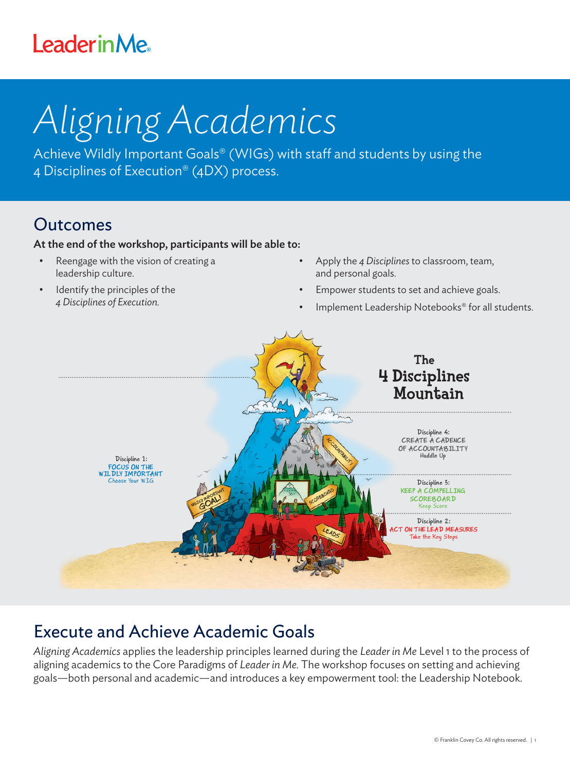Leader in Me

# Aligning Academics

Achieve Wildly Important Goals® (WIGs) with staff and students by using the 4 Disciplines of Execution® (4DX) process.

## Outcomes

**At the end of the workshop, participants will be able to:**

- Reengage with the vision of creating a leadership culture.
- Identify the principles of the *4 Disciplines of Execution.*
- Apply the *4 Disciplines* to classroom, team, and personal goals.
- Empower students to set and achieve goals.
- Implement Leadership Notebooks® for all students.

**The 4 Disciplines Mountain**

Discipline 1: FOCUS ON THE WILDLY IMPORTANT — Choose Your WIG

Discipline 2: ACT ON THE LEAD MEASURES — Take the Key Steps

Discipline 3: KEEP A COMPELLING SCOREBOARD — Keep Score

Discipline 4: CREATE A CADENCE OF ACCOUNTABILITY — Huddle Up

## Execute and Achieve Academic Goals

*Aligning Academics* applies the leadership principles learned during the *Leader in Me* Level 1 to the process of aligning academics to the Core Paradigms of *Leader in Me.* The workshop focuses on setting and achieving goals—both personal and academic—and introduces a key empowerment tool: the Leadership Notebook.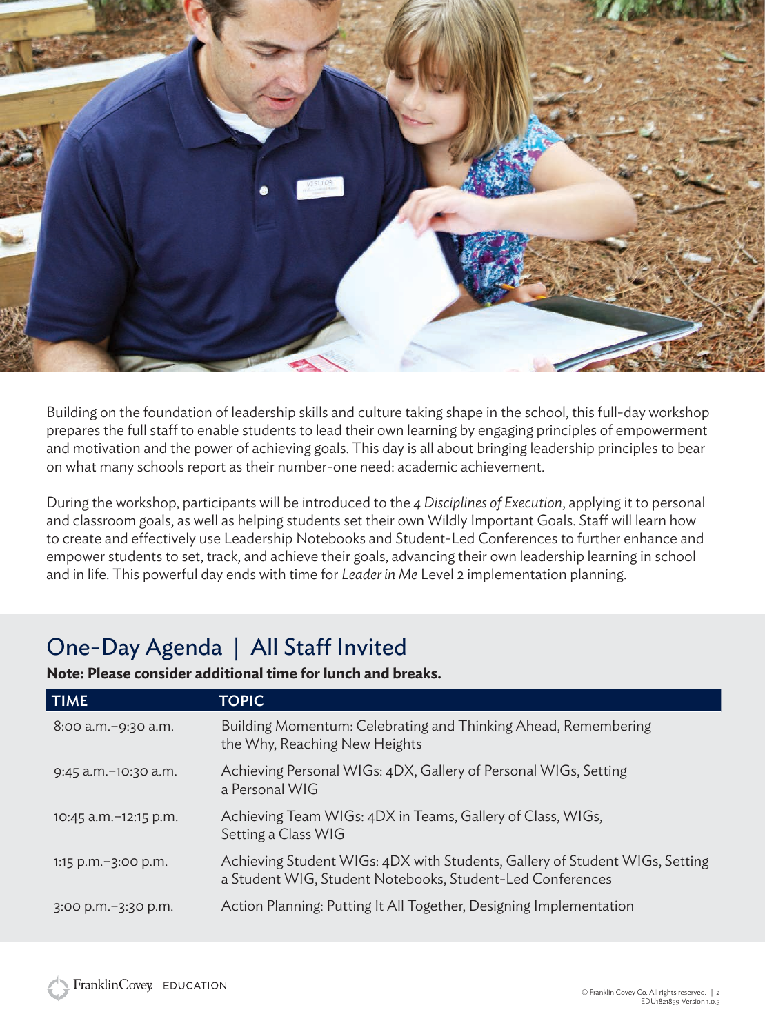Building on the foundation of leadership skills and culture taking shape in the school, this full-day workshop prepares the full staff to enable students to lead their own learning by engaging principles of empowerment and motivation and the power of achieving goals. This day is all about bringing leadership principles to bear on what many schools report as their number-one need: academic achievement.

During the workshop, participants will be introduced to the *4 Disciplines of Execution*, applying it to personal and classroom goals, as well as helping students set their own Wildly Important Goals. Staff will learn how to create and effectively use Leadership Notebooks and Student-Led Conferences to further enhance and empower students to set, track, and achieve their goals, advancing their own leadership learning in school and in life. This powerful day ends with time for *Leader in Me* Level 2 implementation planning.

## One-Day Agenda | All Staff Invited

**Note: Please consider additional time for lunch and breaks.**

| TIME | TOPIC |
|---|---|
| 8:00 a.m.–9:30 a.m. | Building Momentum: Celebrating and Thinking Ahead, Remembering the Why, Reaching New Heights |
| 9:45 a.m.–10:30 a.m. | Achieving Personal WIGs: 4DX, Gallery of Personal WIGs, Setting a Personal WIG |
| 10:45 a.m.–12:15 p.m. | Achieving Team WIGs: 4DX in Teams, Gallery of Class, WIGs, Setting a Class WIG |
| 1:15 p.m.–3:00 p.m. | Achieving Student WIGs: 4DX with Students, Gallery of Student WIGs, Setting a Student WIG, Student Notebooks, Student-Led Conferences |
| 3:00 p.m.–3:30 p.m. | Action Planning: Putting It All Together, Designing Implementation |

FranklinCovey | EDUCATION

© Franklin Covey Co. All rights reserved.
EDU1821859 Version 1.0.5